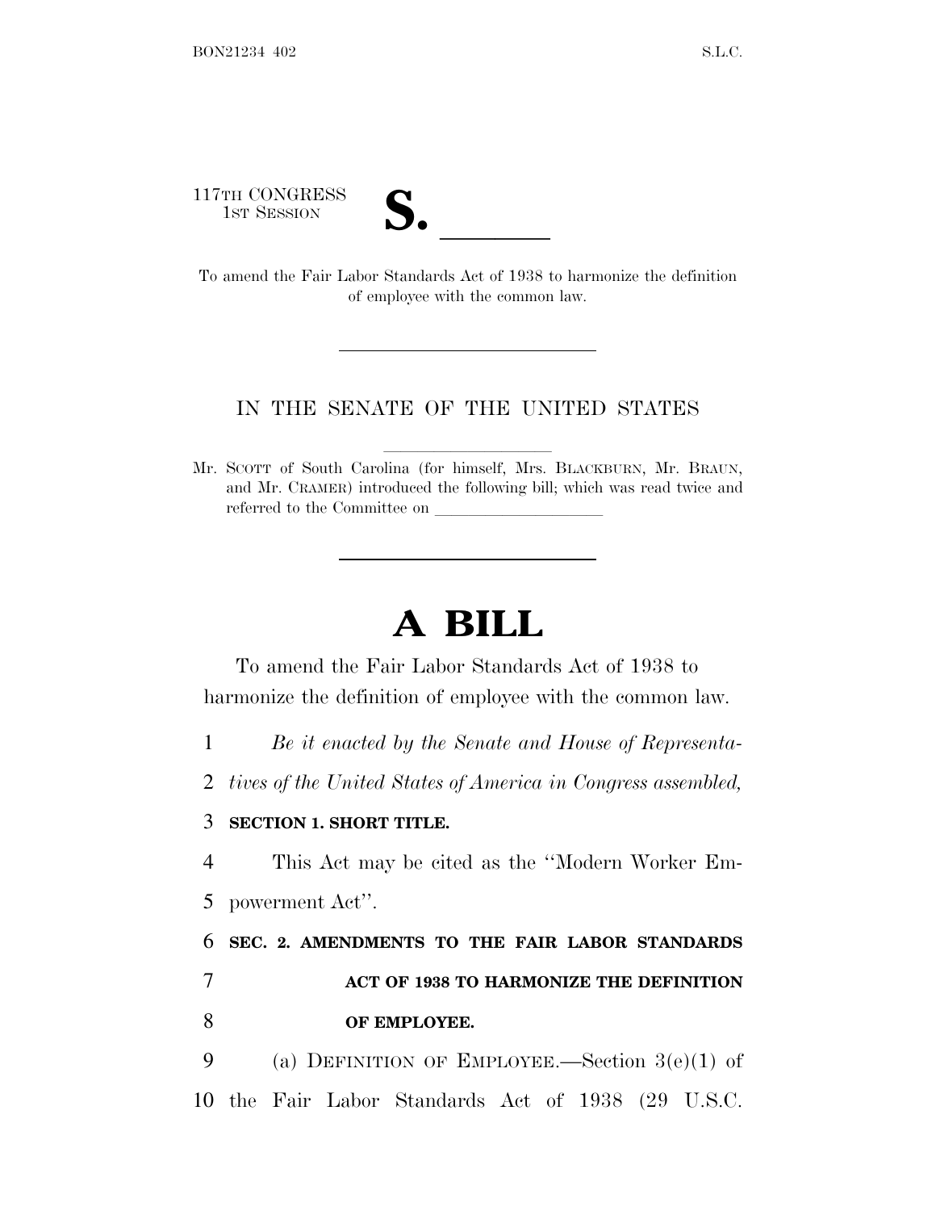117TH CONGRESS
1ST SESSION

# S. ______

To amend the Fair Labor Standards Act of 1938 to harmonize the definition of employee with the common law.

---

IN THE SENATE OF THE UNITED STATES

Mr. SCOTT of South Carolina (for himself, Mrs. BLACKBURN, Mr. BRAUN, and Mr. CRAMER) introduced the following bill; which was read twice and referred to the Committee on ______________

---

# A BILL

To amend the Fair Labor Standards Act of 1938 to harmonize the definition of employee with the common law.

1 *Be it enacted by the Senate and House of Representa-*
2 *tives of the United States of America in Congress assembled,*

3 **SECTION 1. SHORT TITLE.**

4 This Act may be cited as the ''Modern Worker Em-
5 powerment Act''.

6 **SEC. 2. AMENDMENTS TO THE FAIR LABOR STANDARDS**
7 **ACT OF 1938 TO HARMONIZE THE DEFINITION**
8 **OF EMPLOYEE.**

9 (a) DEFINITION OF EMPLOYEE.—Section 3(e)(1) of
10 the Fair Labor Standards Act of 1938 (29 U.S.C.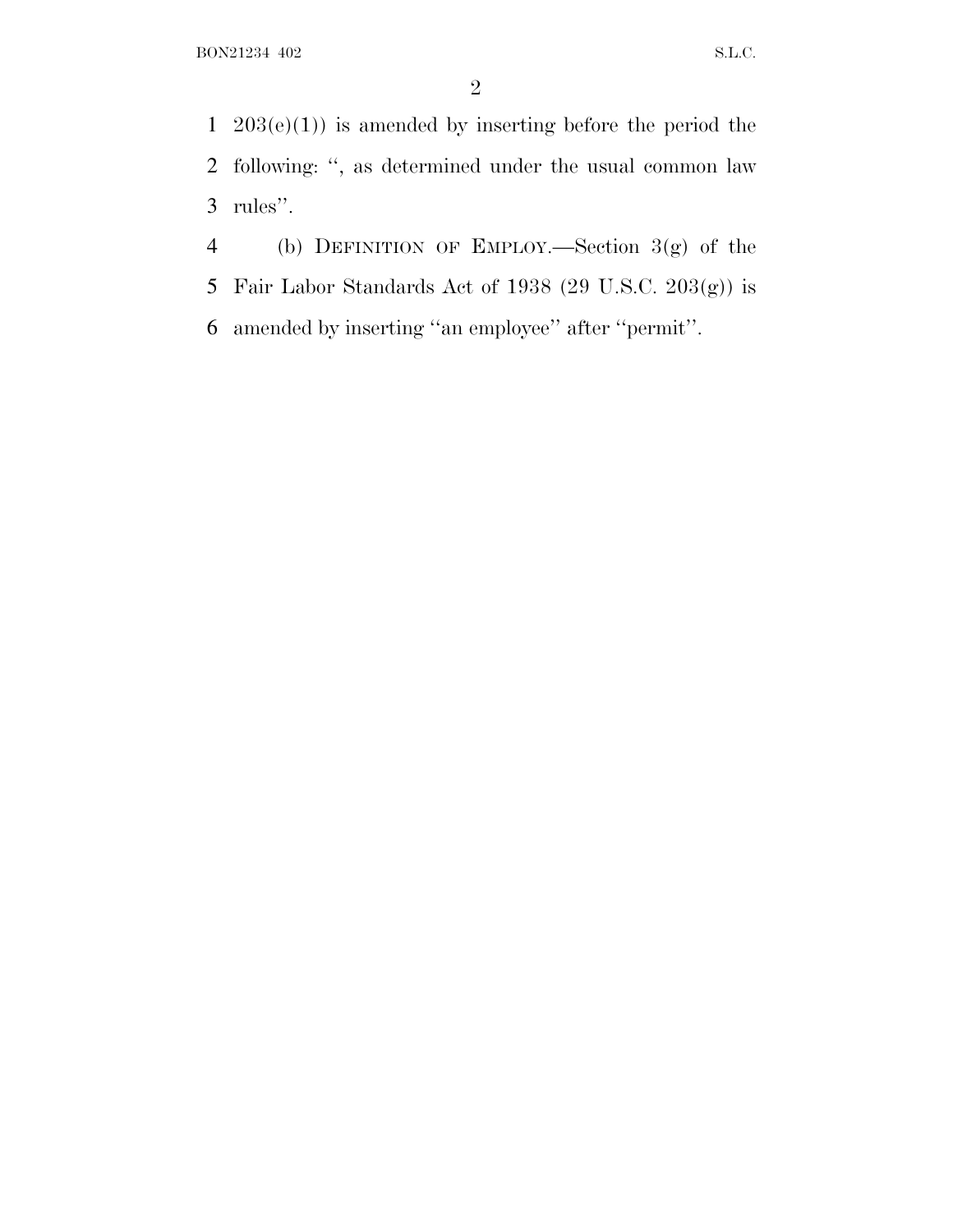203(e)(1)) is amended by inserting before the period the following: ", as determined under the usual common law rules".

(b) DEFINITION OF EMPLOY.—Section 3(g) of the Fair Labor Standards Act of 1938 (29 U.S.C. 203(g)) is amended by inserting "an employee" after "permit".